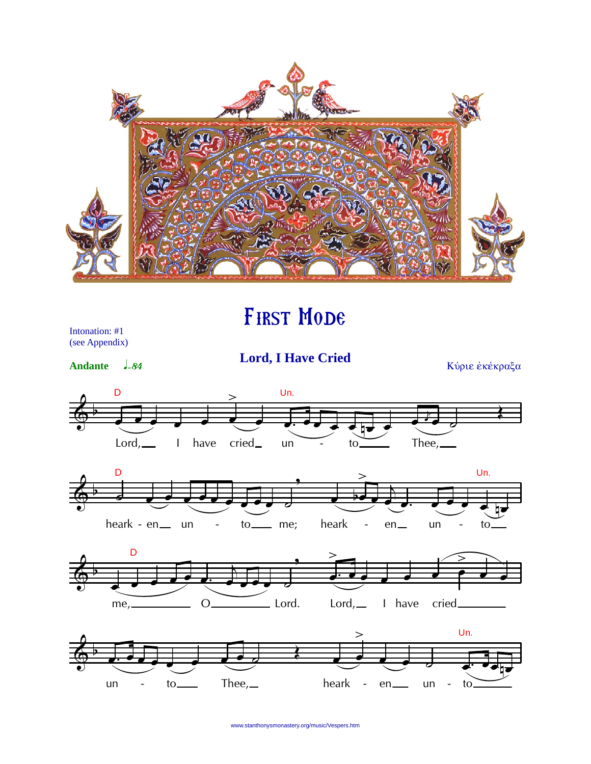# First Mode

Intonation: #1
(see Appendix)

**Andante** ♩=84

## Lord, I Have Cried

Κύριε ἐκέκραξα

Lord, I have cried unto Thee, hearken unto me; hearken unto me, O Lord. Lord, I have cried unto Thee, hearken unto

www.stanthonysmonastery.org/music/Vespers.htm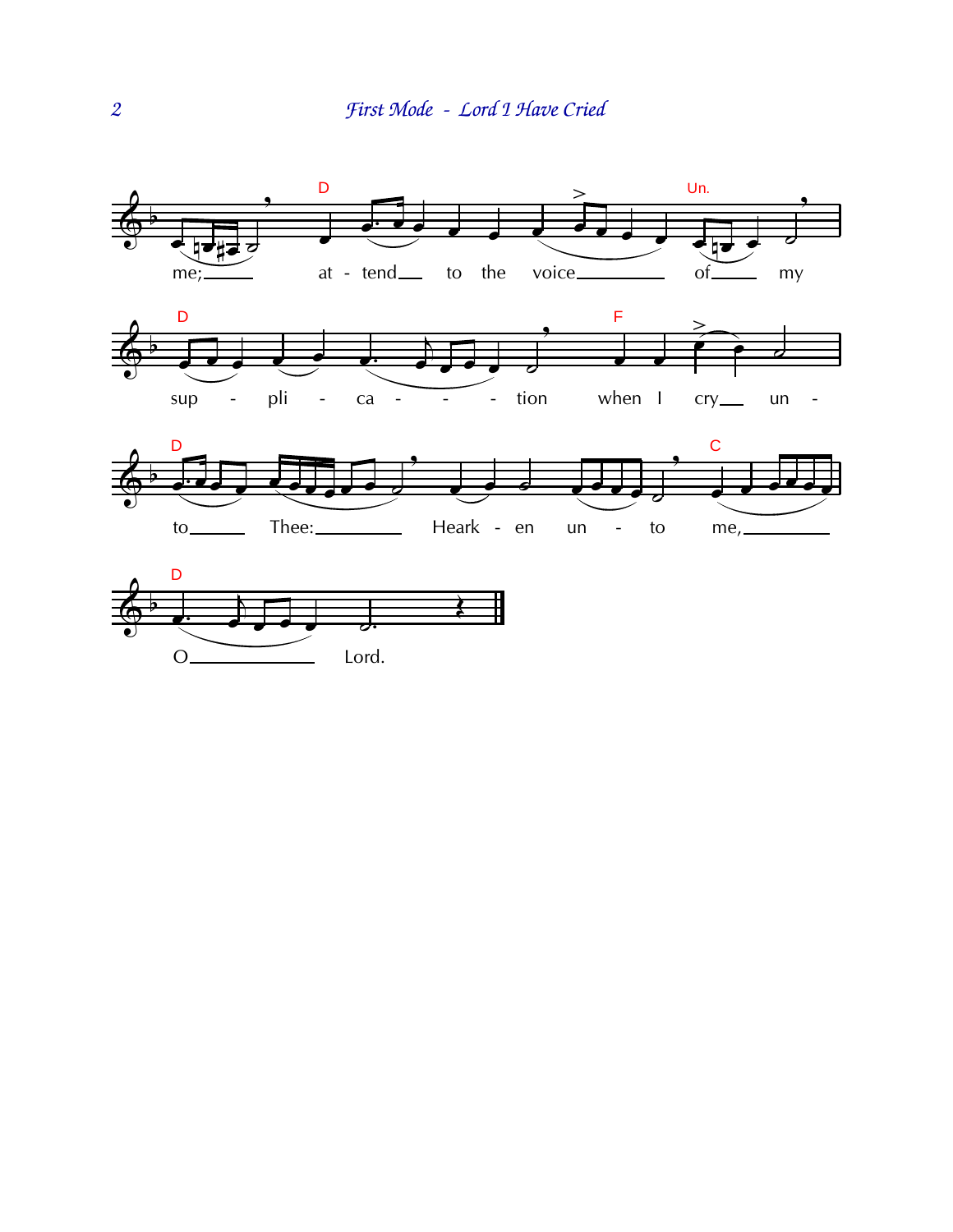me; at - tend to the voice of my

sup - pli - ca - - - tion when I cry un -

to Thee: Heark - en un - to me,

O Lord.